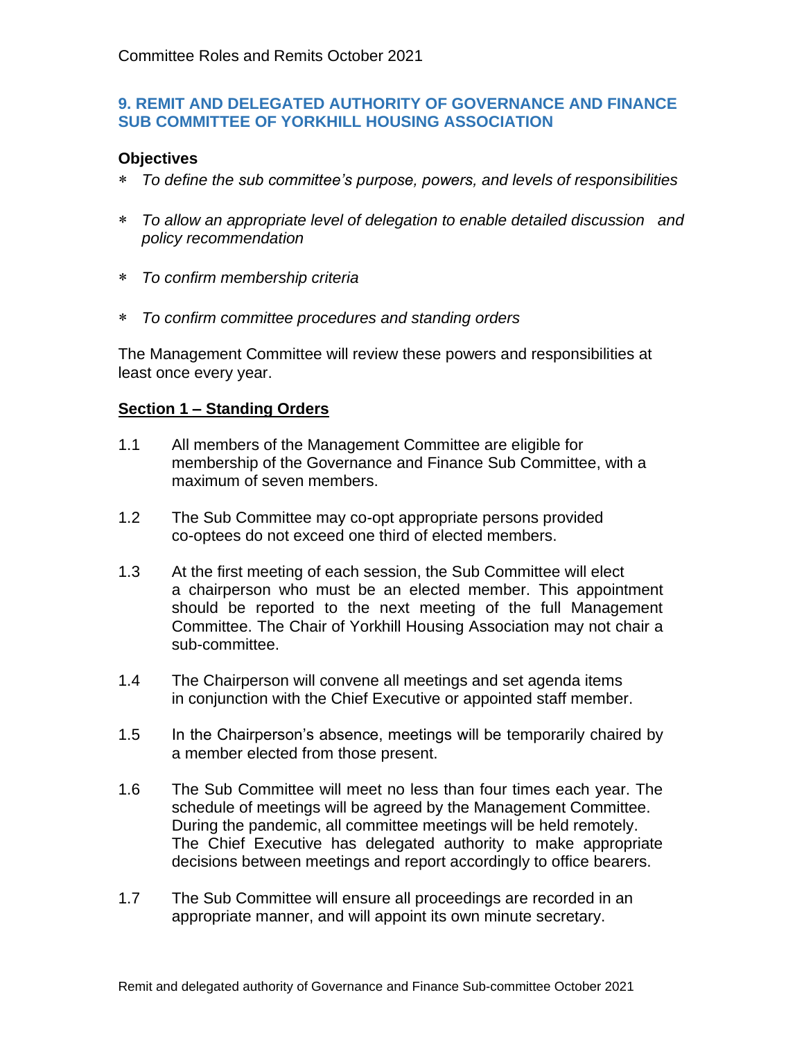## 9. REMIT AND DELEGATED AUTHORITY OF GOVERNANCE AND FINANCE SUB COMMITTEE OF YORKHILL HOUSING ASSOCIATION

**Objectives**

- *To define the sub committee's purpose, powers, and levels of responsibilities*
- *To allow an appropriate level of delegation to enable detailed discussion and policy recommendation*
- *To confirm membership criteria*
- *To confirm committee procedures and standing orders*

The Management Committee will review these powers and responsibilities at least once every year.

**<u>Section 1 – Standing Orders</u>**

1.1 All members of the Management Committee are eligible for membership of the Governance and Finance Sub Committee, with a maximum of seven members.

1.2 The Sub Committee may co-opt appropriate persons provided co-optees do not exceed one third of elected members.

1.3 At the first meeting of each session, the Sub Committee will elect a chairperson who must be an elected member. This appointment should be reported to the next meeting of the full Management Committee. The Chair of Yorkhill Housing Association may not chair a sub-committee.

1.4 The Chairperson will convene all meetings and set agenda items in conjunction with the Chief Executive or appointed staff member.

1.5 In the Chairperson's absence, meetings will be temporarily chaired by a member elected from those present.

1.6 The Sub Committee will meet no less than four times each year. The schedule of meetings will be agreed by the Management Committee. During the pandemic, all committee meetings will be held remotely. The Chief Executive has delegated authority to make appropriate decisions between meetings and report accordingly to office bearers.

1.7 The Sub Committee will ensure all proceedings are recorded in an appropriate manner, and will appoint its own minute secretary.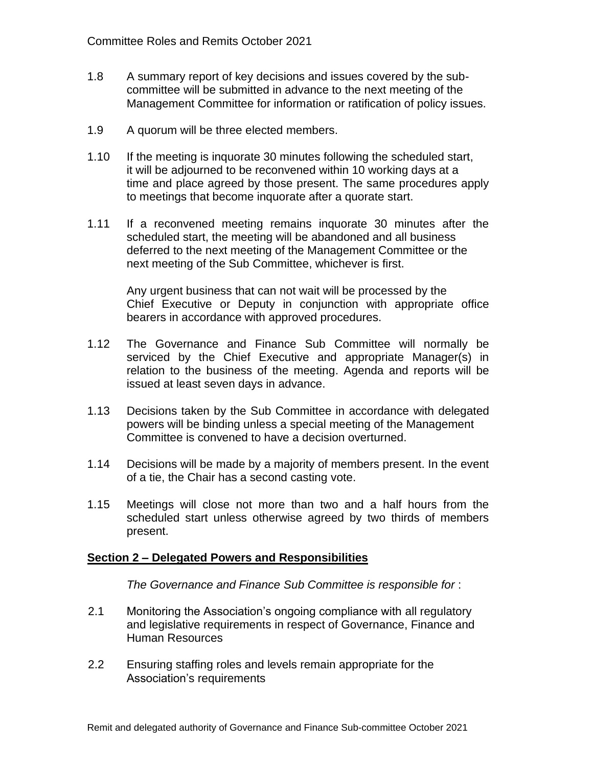1.8 A summary report of key decisions and issues covered by the sub-committee will be submitted in advance to the next meeting of the Management Committee for information or ratification of policy issues.

1.9 A quorum will be three elected members.

1.10 If the meeting is inquorate 30 minutes following the scheduled start, it will be adjourned to be reconvened within 10 working days at a time and place agreed by those present. The same procedures apply to meetings that become inquorate after a quorate start.

1.11 If a reconvened meeting remains inquorate 30 minutes after the scheduled start, the meeting will be abandoned and all business deferred to the next meeting of the Management Committee or the next meeting of the Sub Committee, whichever is first.

Any urgent business that can not wait will be processed by the Chief Executive or Deputy in conjunction with appropriate office bearers in accordance with approved procedures.

1.12 The Governance and Finance Sub Committee will normally be serviced by the Chief Executive and appropriate Manager(s) in relation to the business of the meeting. Agenda and reports will be issued at least seven days in advance.

1.13 Decisions taken by the Sub Committee in accordance with delegated powers will be binding unless a special meeting of the Management Committee is convened to have a decision overturned.

1.14 Decisions will be made by a majority of members present. In the event of a tie, the Chair has a second casting vote.

1.15 Meetings will close not more than two and a half hours from the scheduled start unless otherwise agreed by two thirds of members present.

## Section 2 – Delegated Powers and Responsibilities

*The Governance and Finance Sub Committee is responsible for* :

2.1 Monitoring the Association's ongoing compliance with all regulatory and legislative requirements in respect of Governance, Finance and Human Resources

2.2 Ensuring staffing roles and levels remain appropriate for the Association's requirements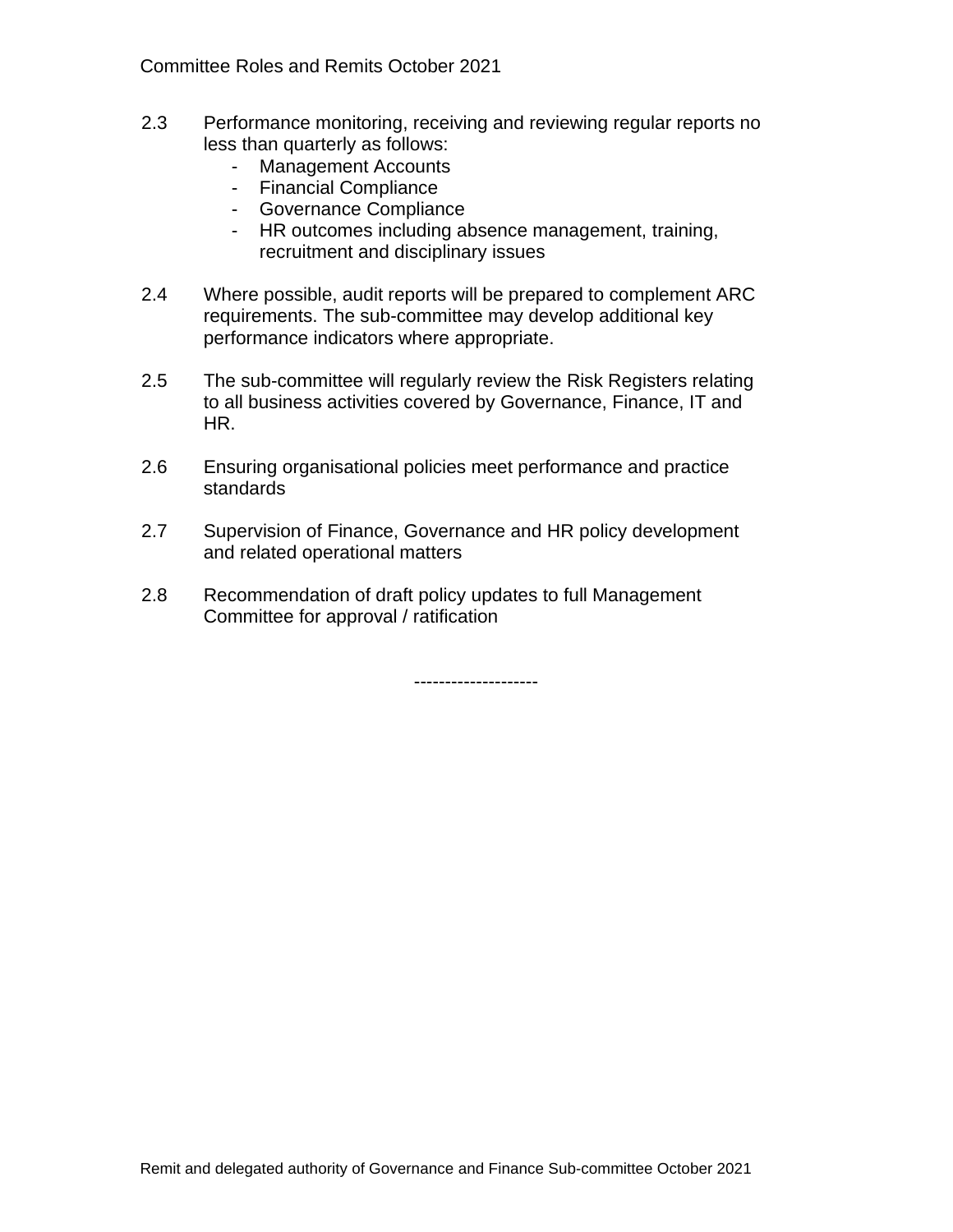2.3 Performance monitoring, receiving and reviewing regular reports no less than quarterly as follows:
   - Management Accounts
   - Financial Compliance
   - Governance Compliance
   - HR outcomes including absence management, training, recruitment and disciplinary issues

2.4 Where possible, audit reports will be prepared to complement ARC requirements. The sub-committee may develop additional key performance indicators where appropriate.

2.5 The sub-committee will regularly review the Risk Registers relating to all business activities covered by Governance, Finance, IT and HR.

2.6 Ensuring organisational policies meet performance and practice standards

2.7 Supervision of Finance, Governance and HR policy development and related operational matters

2.8 Recommendation of draft policy updates to full Management Committee for approval / ratification

--------------------